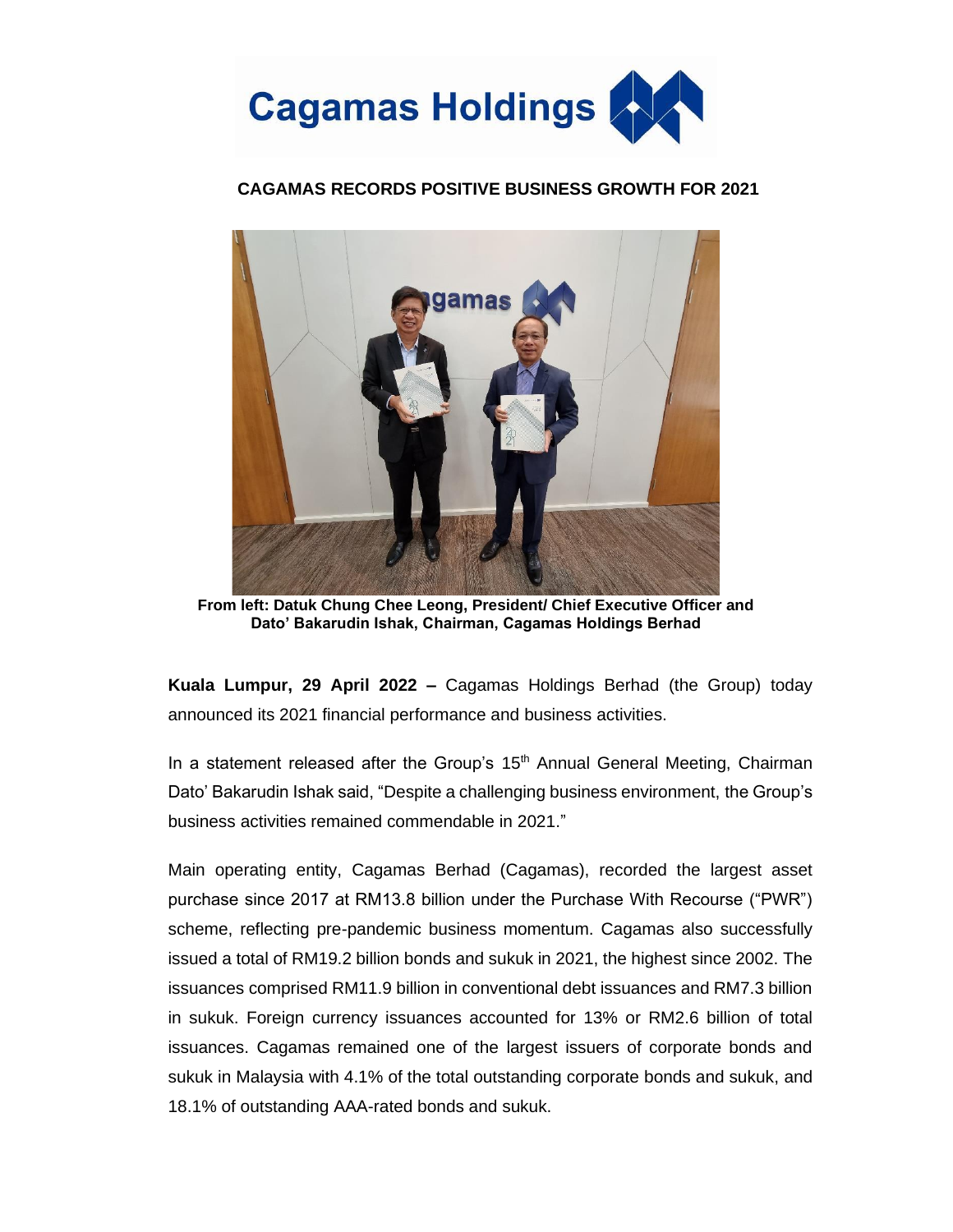# CAGAMAS RECORDS POSITIVE BUSINESS GROWTH FOR 2021

**From left: Datuk Chung Chee Leong, President/ Chief Executive Officer and Dato' Bakarudin Ishak, Chairman, Cagamas Holdings Berhad**

**Kuala Lumpur, 29 April 2022 –** Cagamas Holdings Berhad (the Group) today announced its 2021 financial performance and business activities.

In a statement released after the Group's 15th Annual General Meeting, Chairman Dato' Bakarudin Ishak said, "Despite a challenging business environment, the Group's business activities remained commendable in 2021."

Main operating entity, Cagamas Berhad (Cagamas), recorded the largest asset purchase since 2017 at RM13.8 billion under the Purchase With Recourse ("PWR") scheme, reflecting pre-pandemic business momentum. Cagamas also successfully issued a total of RM19.2 billion bonds and sukuk in 2021, the highest since 2002. The issuances comprised RM11.9 billion in conventional debt issuances and RM7.3 billion in sukuk. Foreign currency issuances accounted for 13% or RM2.6 billion of total issuances. Cagamas remained one of the largest issuers of corporate bonds and sukuk in Malaysia with 4.1% of the total outstanding corporate bonds and sukuk, and 18.1% of outstanding AAA-rated bonds and sukuk.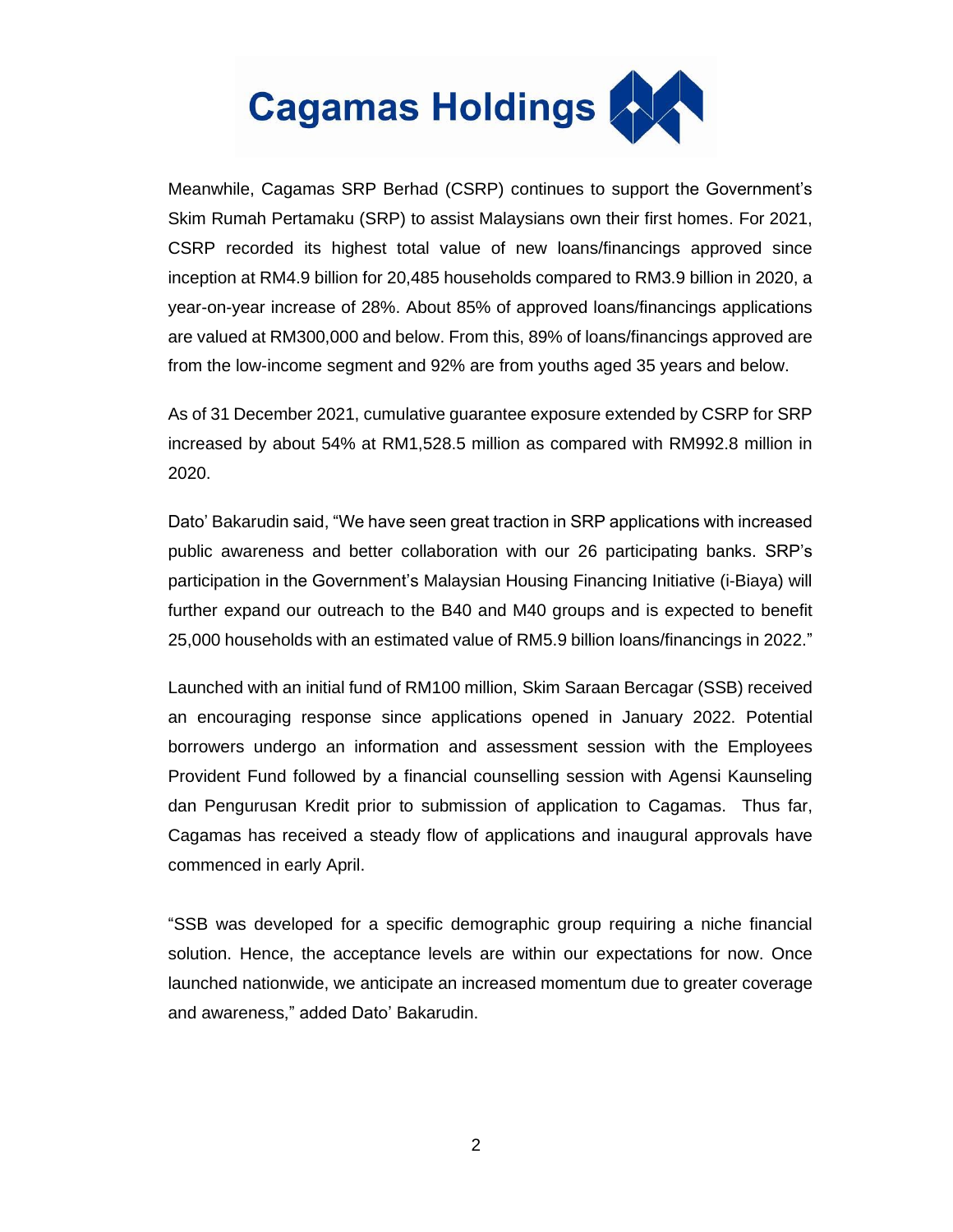Meanwhile, Cagamas SRP Berhad (CSRP) continues to support the Government's Skim Rumah Pertamaku (SRP) to assist Malaysians own their first homes. For 2021, CSRP recorded its highest total value of new loans/financings approved since inception at RM4.9 billion for 20,485 households compared to RM3.9 billion in 2020, a year-on-year increase of 28%. About 85% of approved loans/financings applications are valued at RM300,000 and below. From this, 89% of loans/financings approved are from the low-income segment and 92% are from youths aged 35 years and below.

As of 31 December 2021, cumulative guarantee exposure extended by CSRP for SRP increased by about 54% at RM1,528.5 million as compared with RM992.8 million in 2020.

Dato' Bakarudin said, "We have seen great traction in SRP applications with increased public awareness and better collaboration with our 26 participating banks. SRP's participation in the Government's Malaysian Housing Financing Initiative (i-Biaya) will further expand our outreach to the B40 and M40 groups and is expected to benefit 25,000 households with an estimated value of RM5.9 billion loans/financings in 2022."

Launched with an initial fund of RM100 million, Skim Saraan Bercagar (SSB) received an encouraging response since applications opened in January 2022. Potential borrowers undergo an information and assessment session with the Employees Provident Fund followed by a financial counselling session with Agensi Kaunseling dan Pengurusan Kredit prior to submission of application to Cagamas. Thus far, Cagamas has received a steady flow of applications and inaugural approvals have commenced in early April.

"SSB was developed for a specific demographic group requiring a niche financial solution. Hence, the acceptance levels are within our expectations for now. Once launched nationwide, we anticipate an increased momentum due to greater coverage and awareness," added Dato' Bakarudin.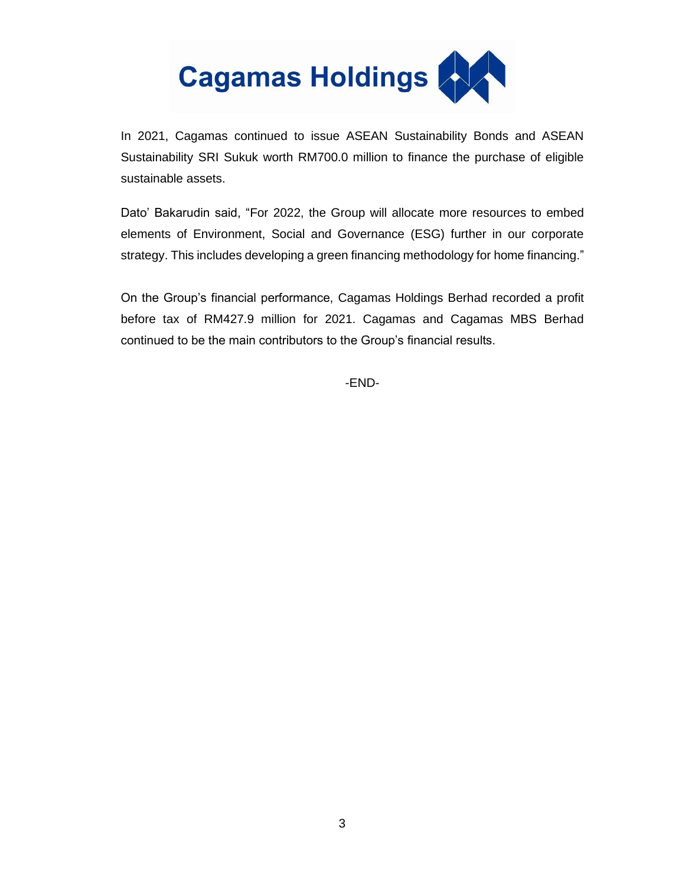In 2021, Cagamas continued to issue ASEAN Sustainability Bonds and ASEAN Sustainability SRI Sukuk worth RM700.0 million to finance the purchase of eligible sustainable assets.

Dato' Bakarudin said, "For 2022, the Group will allocate more resources to embed elements of Environment, Social and Governance (ESG) further in our corporate strategy. This includes developing a green financing methodology for home financing."

On the Group's financial performance, Cagamas Holdings Berhad recorded a profit before tax of RM427.9 million for 2021. Cagamas and Cagamas MBS Berhad continued to be the main contributors to the Group's financial results.

-END-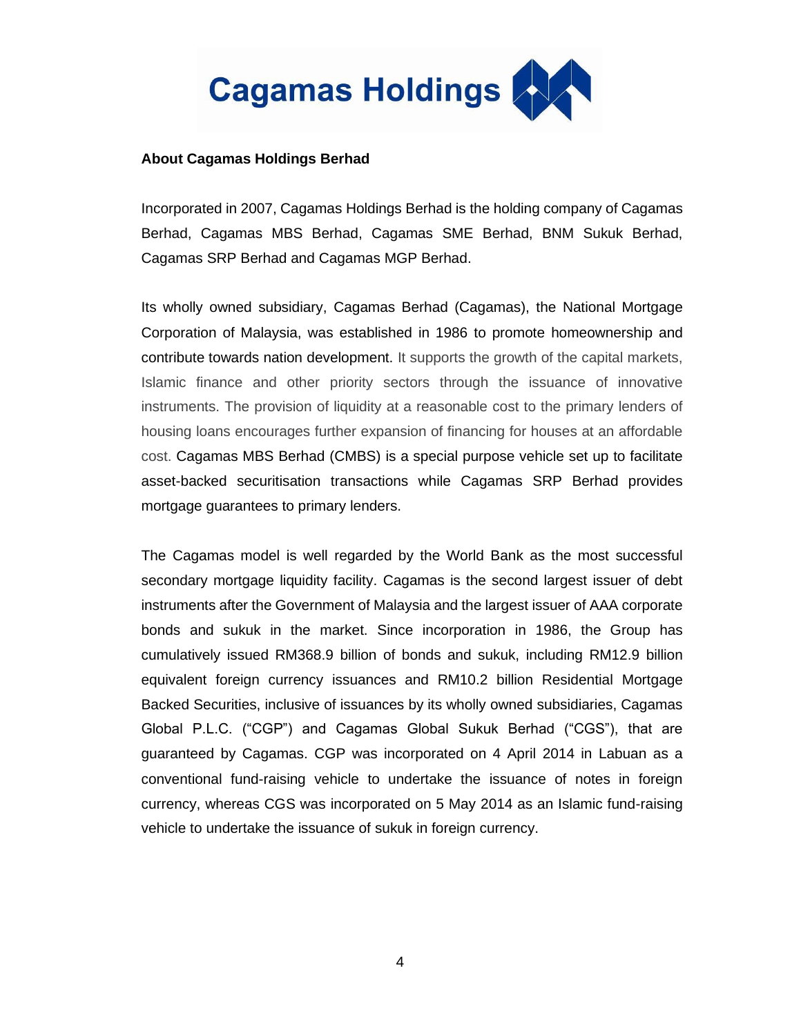**Cagamas Holdings**

**About Cagamas Holdings Berhad**

Incorporated in 2007, Cagamas Holdings Berhad is the holding company of Cagamas Berhad, Cagamas MBS Berhad, Cagamas SME Berhad, BNM Sukuk Berhad, Cagamas SRP Berhad and Cagamas MGP Berhad.

Its wholly owned subsidiary, Cagamas Berhad (Cagamas), the National Mortgage Corporation of Malaysia, was established in 1986 to promote homeownership and contribute towards nation development. It supports the growth of the capital markets, Islamic finance and other priority sectors through the issuance of innovative instruments. The provision of liquidity at a reasonable cost to the primary lenders of housing loans encourages further expansion of financing for houses at an affordable cost. Cagamas MBS Berhad (CMBS) is a special purpose vehicle set up to facilitate asset-backed securitisation transactions while Cagamas SRP Berhad provides mortgage guarantees to primary lenders.

The Cagamas model is well regarded by the World Bank as the most successful secondary mortgage liquidity facility. Cagamas is the second largest issuer of debt instruments after the Government of Malaysia and the largest issuer of AAA corporate bonds and sukuk in the market. Since incorporation in 1986, the Group has cumulatively issued RM368.9 billion of bonds and sukuk, including RM12.9 billion equivalent foreign currency issuances and RM10.2 billion Residential Mortgage Backed Securities, inclusive of issuances by its wholly owned subsidiaries, Cagamas Global P.L.C. ("CGP") and Cagamas Global Sukuk Berhad ("CGS"), that are guaranteed by Cagamas. CGP was incorporated on 4 April 2014 in Labuan as a conventional fund-raising vehicle to undertake the issuance of notes in foreign currency, whereas CGS was incorporated on 5 May 2014 as an Islamic fund-raising vehicle to undertake the issuance of sukuk in foreign currency.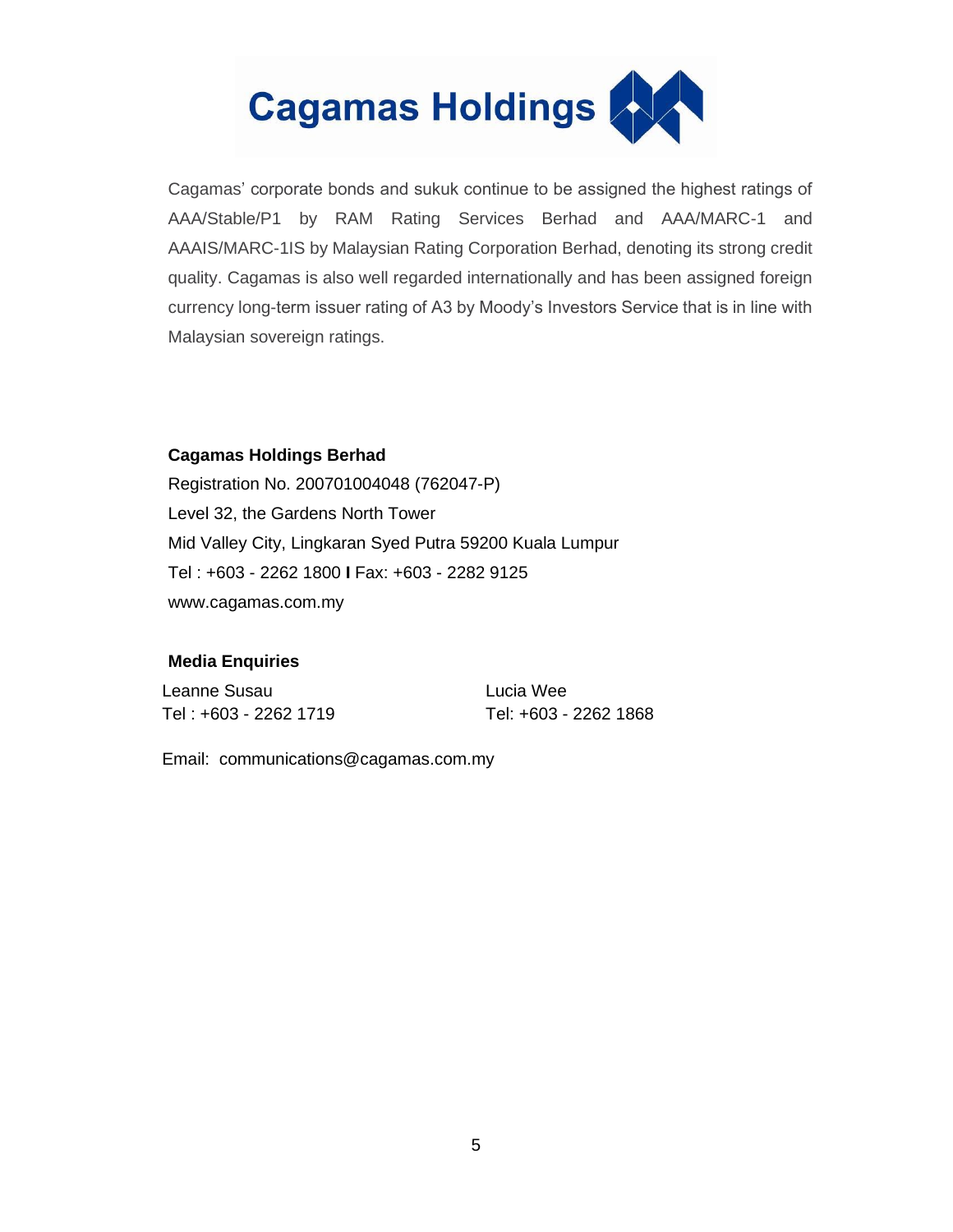Cagamas Holdings

Cagamas' corporate bonds and sukuk continue to be assigned the highest ratings of AAA/Stable/P1 by RAM Rating Services Berhad and AAA/MARC-1 and AAAIS/MARC-1IS by Malaysian Rating Corporation Berhad, denoting its strong credit quality. Cagamas is also well regarded internationally and has been assigned foreign currency long-term issuer rating of A3 by Moody's Investors Service that is in line with Malaysian sovereign ratings.

**Cagamas Holdings Berhad**
Registration No. 200701004048 (762047-P)
Level 32, the Gardens North Tower
Mid Valley City, Lingkaran Syed Putra 59200 Kuala Lumpur
Tel : +603 - 2262 1800 I Fax: +603 - 2282 9125
www.cagamas.com.my

**Media Enquiries**

Leanne Susau
Tel : +603 - 2262 1719

Lucia Wee
Tel: +603 - 2262 1868

Email: communications@cagamas.com.my